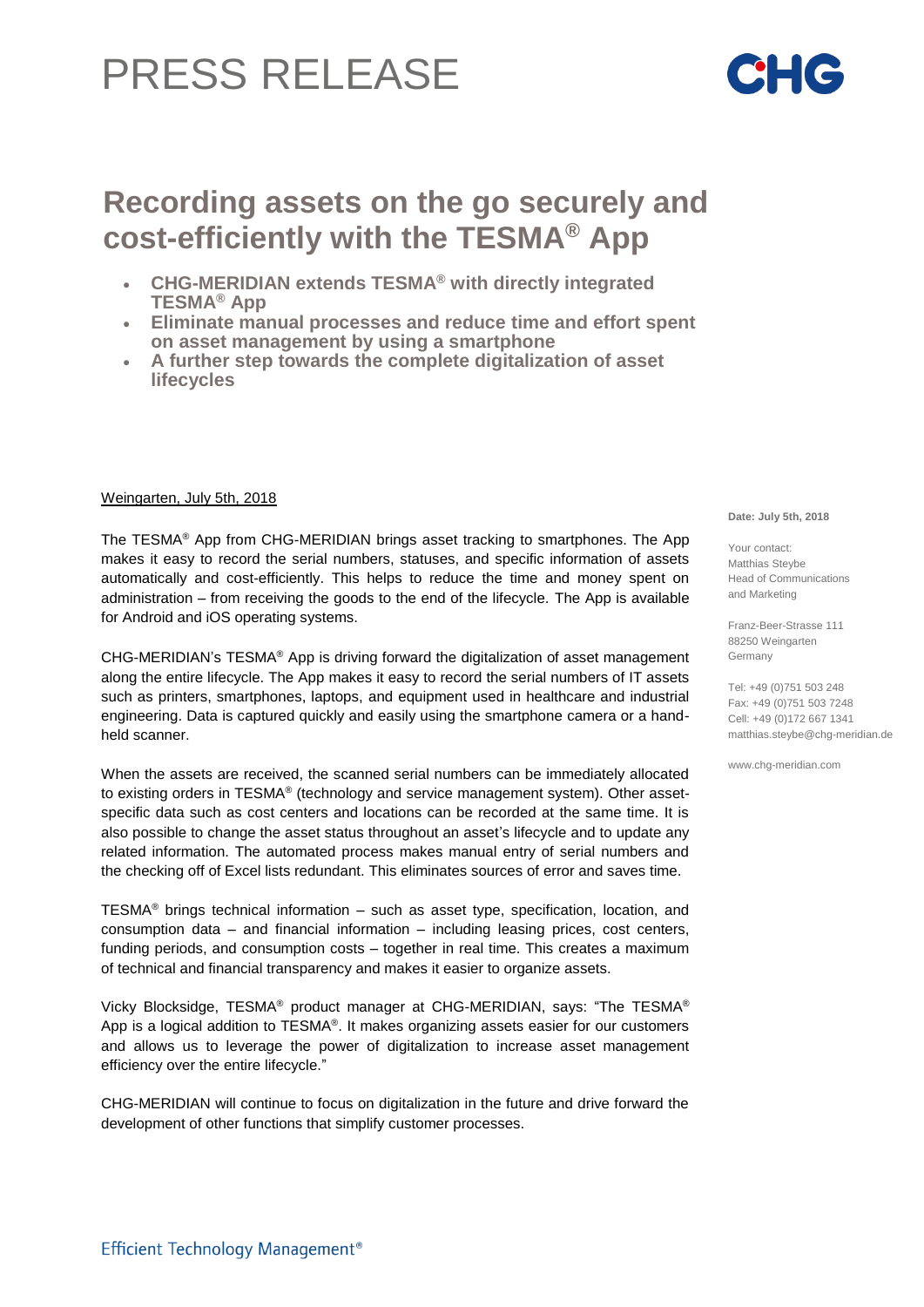# PRESS RELEASE

CHG

## Recording assets on the go securely and cost-efficiently with the TESMA® App

- **CHG-MERIDIAN extends TESMA® with directly integrated TESMA® App**
- **Eliminate manual processes and reduce time and effort spent on asset management by using a smartphone**
- **A further step towards the complete digitalization of asset lifecycles**

Weingarten, July 5th, 2018

The TESMA® App from CHG-MERIDIAN brings asset tracking to smartphones. The App makes it easy to record the serial numbers, statuses, and specific information of assets automatically and cost-efficiently. This helps to reduce the time and money spent on administration – from receiving the goods to the end of the lifecycle. The App is available for Android and iOS operating systems.

CHG-MERIDIAN's TESMA® App is driving forward the digitalization of asset management along the entire lifecycle. The App makes it easy to record the serial numbers of IT assets such as printers, smartphones, laptops, and equipment used in healthcare and industrial engineering. Data is captured quickly and easily using the smartphone camera or a hand-held scanner.

When the assets are received, the scanned serial numbers can be immediately allocated to existing orders in TESMA® (technology and service management system). Other asset-specific data such as cost centers and locations can be recorded at the same time. It is also possible to change the asset status throughout an asset's lifecycle and to update any related information. The automated process makes manual entry of serial numbers and the checking off of Excel lists redundant. This eliminates sources of error and saves time.

TESMA® brings technical information – such as asset type, specification, location, and consumption data – and financial information – including leasing prices, cost centers, funding periods, and consumption costs – together in real time. This creates a maximum of technical and financial transparency and makes it easier to organize assets.

Vicky Blocksidge, TESMA® product manager at CHG-MERIDIAN, says: "The TESMA® App is a logical addition to TESMA®. It makes organizing assets easier for our customers and allows us to leverage the power of digitalization to increase asset management efficiency over the entire lifecycle."

CHG-MERIDIAN will continue to focus on digitalization in the future and drive forward the development of other functions that simplify customer processes.

**Date: July 5th, 2018**

Your contact:
Matthias Steybe
Head of Communications and Marketing

Franz-Beer-Strasse 111
88250 Weingarten
Germany

Tel: +49 (0)751 503 248
Fax: +49 (0)751 503 7248
Cell: +49 (0)172 667 1341
matthias.steybe@chg-meridian.de

www.chg-meridian.com

Efficient Technology Management®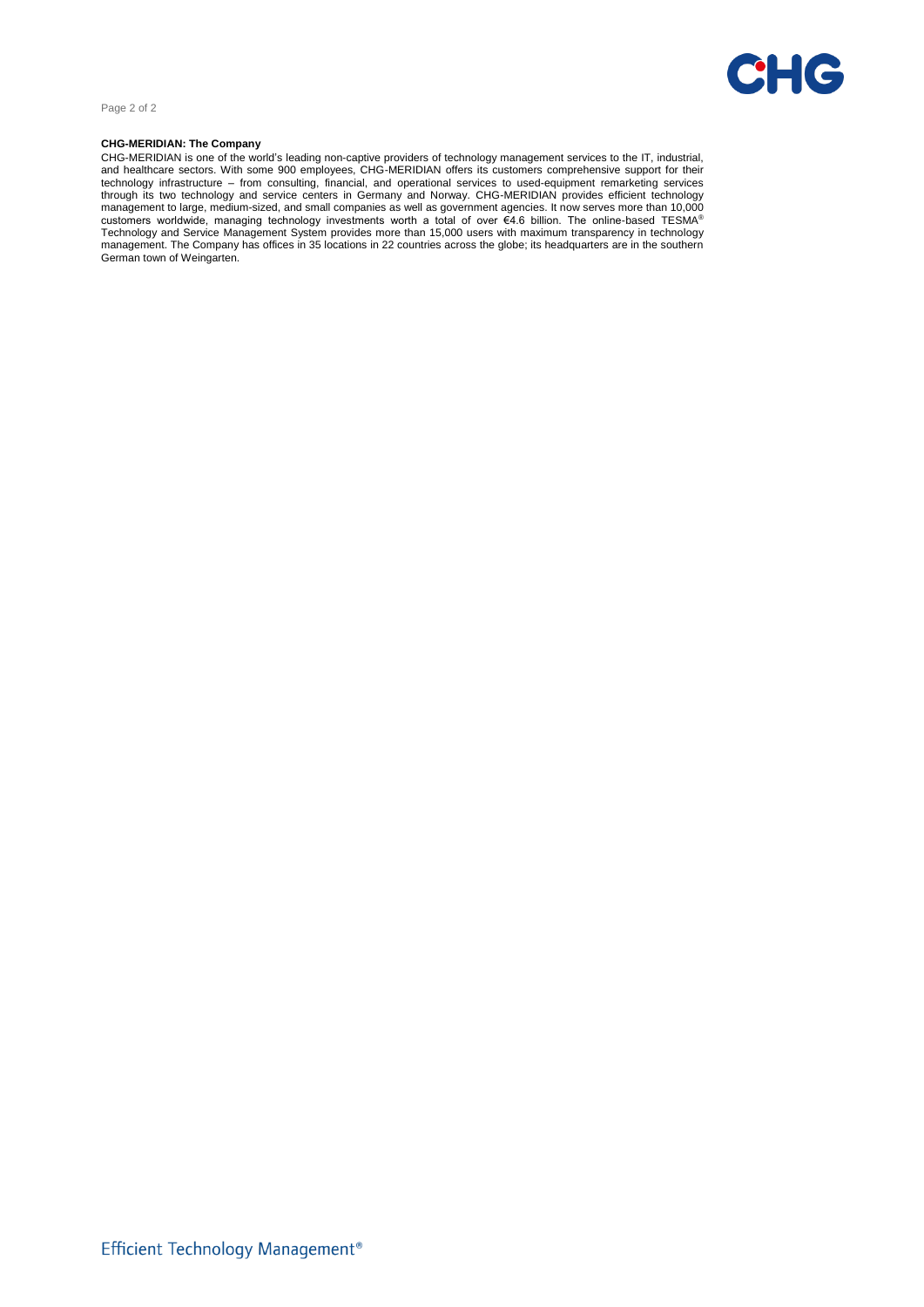**CHG-MERIDIAN: The Company**

CHG-MERIDIAN is one of the world's leading non-captive providers of technology management services to the IT, industrial, and healthcare sectors. With some 900 employees, CHG-MERIDIAN offers its customers comprehensive support for their technology infrastructure – from consulting, financial, and operational services to used-equipment remarketing services through its two technology and service centers in Germany and Norway. CHG-MERIDIAN provides efficient technology management to large, medium-sized, and small companies as well as government agencies. It now serves more than 10,000 customers worldwide, managing technology investments worth a total of over €4.6 billion. The online-based TESMA® Technology and Service Management System provides more than 15,000 users with maximum transparency in technology management. The Company has offices in 35 locations in 22 countries across the globe; its headquarters are in the southern German town of Weingarten.